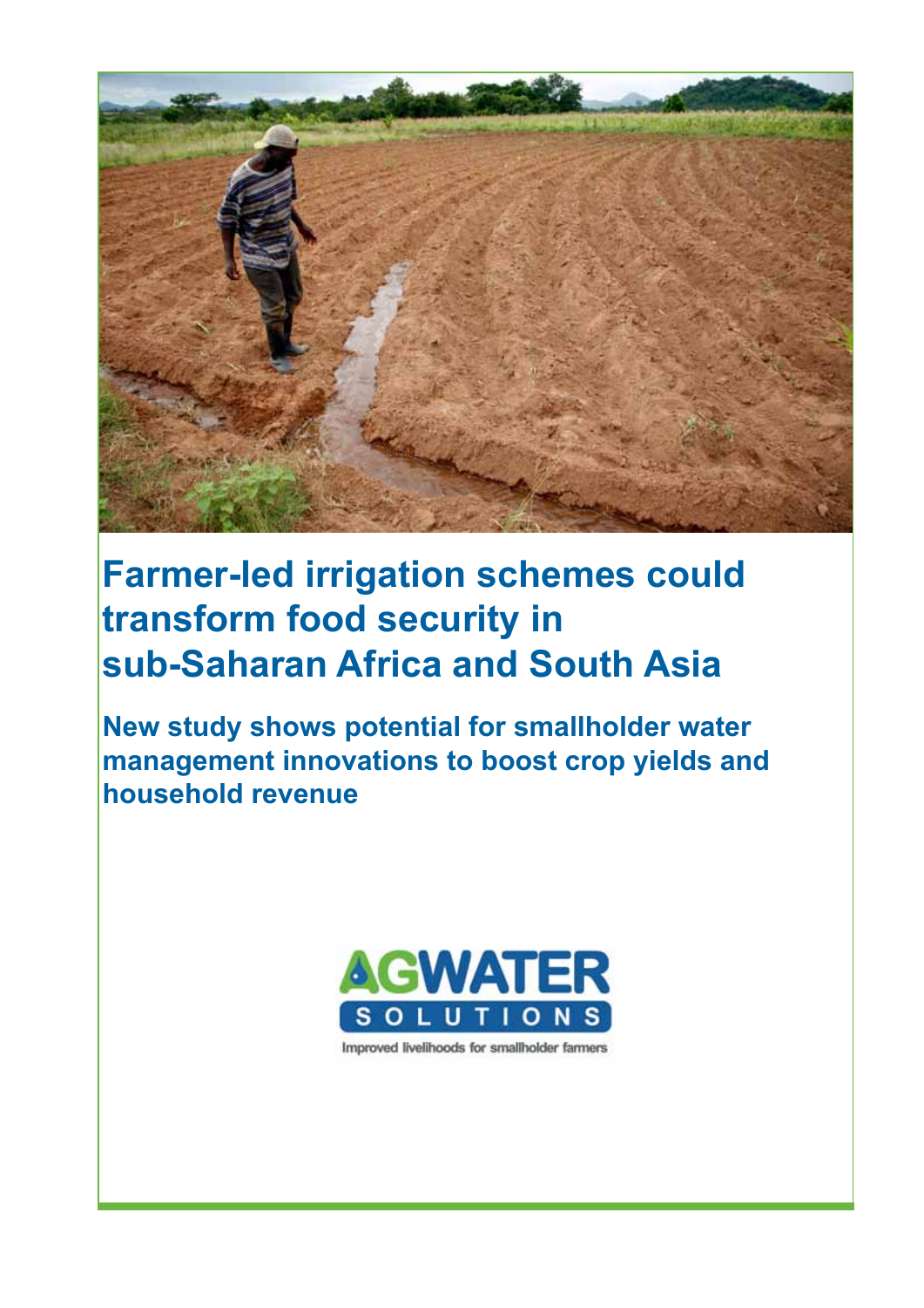# Farmer-led irrigation schemes could transform food security in sub-Saharan Africa and South Asia

## New study shows potential for smallholder water management innovations to boost crop yields and household revenue

AGWATER SOLUTIONS

Improved livelihoods for smallholder farmers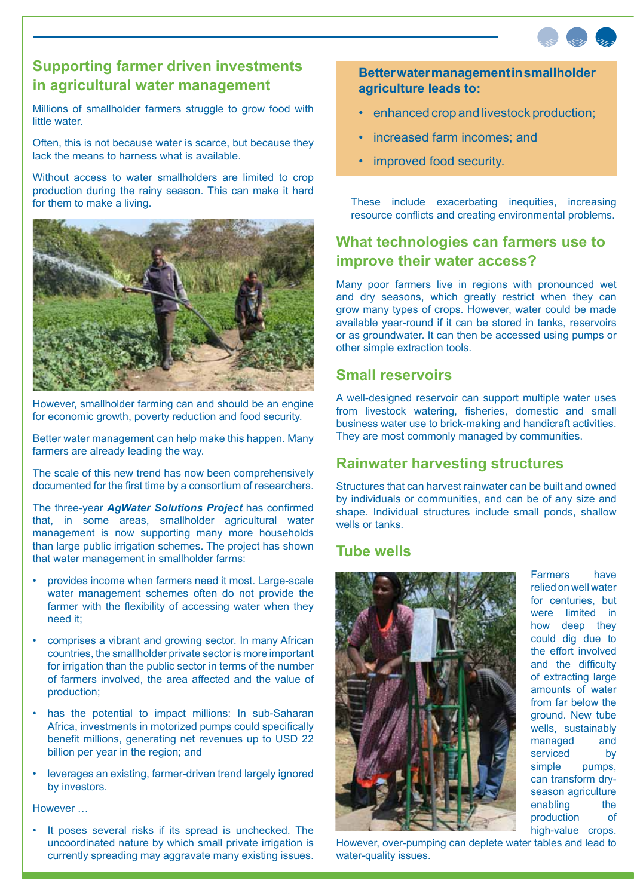## Supporting farmer driven investments in agricultural water management

Millions of smallholder farmers struggle to grow food with little water.

Often, this is not because water is scarce, but because they lack the means to harness what is available.

Without access to water smallholders are limited to crop production during the rainy season. This can make it hard for them to make a living.

However, smallholder farming can and should be an engine for economic growth, poverty reduction and food security.

Better water management can help make this happen. Many farmers are already leading the way.

The scale of this new trend has now been comprehensively documented for the first time by a consortium of researchers.

The three-year ***AgWater Solutions Project*** has confirmed that, in some areas, smallholder agricultural water management is now supporting many more households than large public irrigation schemes. The project has shown that water management in smallholder farms:

- provides income when farmers need it most. Large-scale water management schemes often do not provide the farmer with the flexibility of accessing water when they need it;
- comprises a vibrant and growing sector. In many African countries, the smallholder private sector is more important for irrigation than the public sector in terms of the number of farmers involved, the area affected and the value of production;
- has the potential to impact millions: In sub-Saharan Africa, investments in motorized pumps could specifically benefit millions, generating net revenues up to USD 22 billion per year in the region; and
- leverages an existing, farmer-driven trend largely ignored by investors.

However …

- It poses several risks if its spread is unchecked. The uncoordinated nature by which small private irrigation is currently spreading may aggravate many existing issues. These include exacerbating inequities, increasing resource conflicts and creating environmental problems.

**Better water management in smallholder agriculture leads to:**

- enhanced crop and livestock production;
- increased farm incomes; and
- improved food security.

## What technologies can farmers use to improve their water access?

Many poor farmers live in regions with pronounced wet and dry seasons, which greatly restrict when they can grow many types of crops. However, water could be made available year-round if it can be stored in tanks, reservoirs or as groundwater. It can then be accessed using pumps or other simple extraction tools.

### Small reservoirs

A well-designed reservoir can support multiple water uses from livestock watering, fisheries, domestic and small business water use to brick-making and handicraft activities. They are most commonly managed by communities.

### Rainwater harvesting structures

Structures that can harvest rainwater can be built and owned by individuals or communities, and can be of any size and shape. Individual structures include small ponds, shallow wells or tanks.

### Tube wells

Farmers have relied on well water for centuries, but were limited in how deep they could dig due to the effort involved and the difficulty of extracting large amounts of water from far below the ground. New tube wells, sustainably managed and serviced by simple pumps, can transform dry-season agriculture enabling the production of high-value crops. However, over-pumping can deplete water tables and lead to water-quality issues.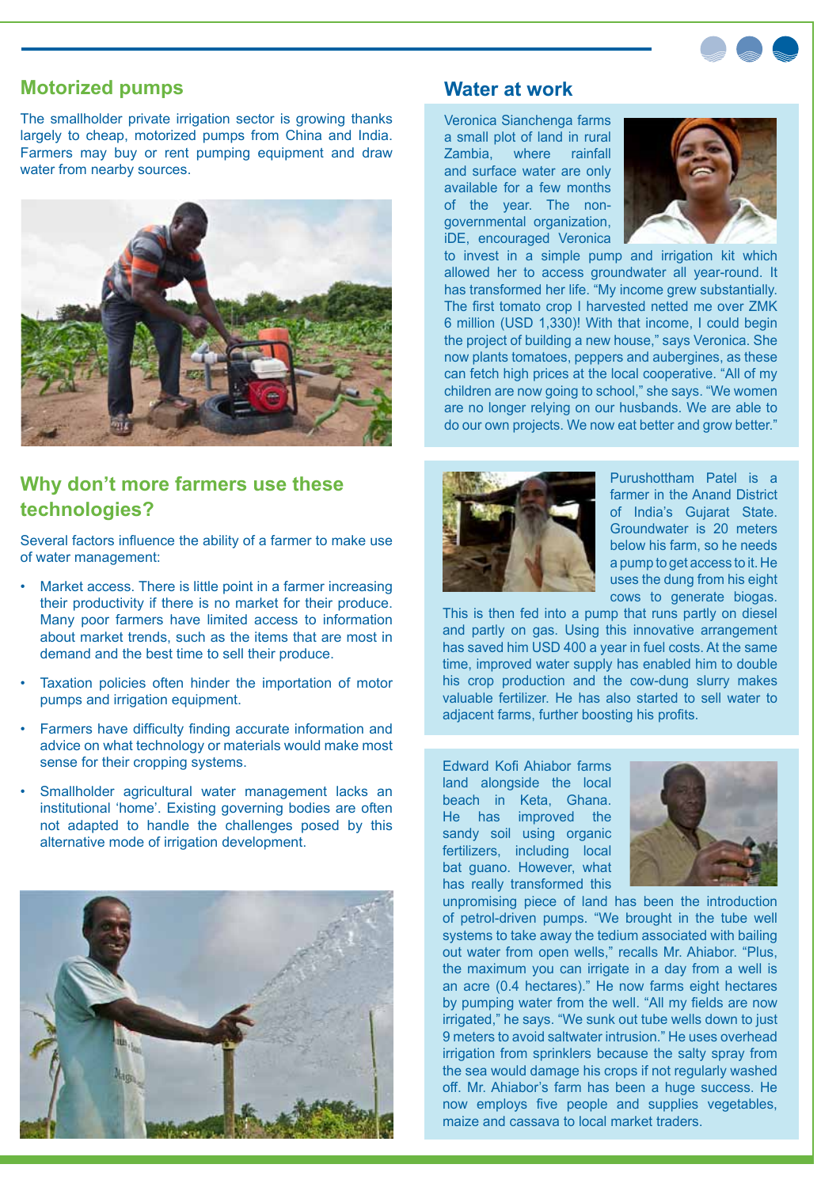## Motorized pumps

The smallholder private irrigation sector is growing thanks largely to cheap, motorized pumps from China and India. Farmers may buy or rent pumping equipment and draw water from nearby sources.

## Why don't more farmers use these technologies?

Several factors influence the ability of a farmer to make use of water management:

- Market access. There is little point in a farmer increasing their productivity if there is no market for their produce. Many poor farmers have limited access to information about market trends, such as the items that are most in demand and the best time to sell their produce.
- Taxation policies often hinder the importation of motor pumps and irrigation equipment.
- Farmers have difficulty finding accurate information and advice on what technology or materials would make most sense for their cropping systems.
- Smallholder agricultural water management lacks an institutional 'home'. Existing governing bodies are often not adapted to handle the challenges posed by this alternative mode of irrigation development.

## Water at work

Veronica Sianchenga farms a small plot of land in rural Zambia, where rainfall and surface water are only available for a few months of the year. The non-governmental organization, iDE, encouraged Veronica to invest in a simple pump and irrigation kit which allowed her to access groundwater all year-round. It has transformed her life. "My income grew substantially. The first tomato crop I harvested netted me over ZMK 6 million (USD 1,330)! With that income, I could begin the project of building a new house," says Veronica. She now plants tomatoes, peppers and aubergines, as these can fetch high prices at the local cooperative. "All of my children are now going to school," she says. "We women are no longer relying on our husbands. We are able to do our own projects. We now eat better and grow better."

Purushottham Patel is a farmer in the Anand District of India's Gujarat State. Groundwater is 20 meters below his farm, so he needs a pump to get access to it. He uses the dung from his eight cows to generate biogas. This is then fed into a pump that runs partly on diesel and partly on gas. Using this innovative arrangement has saved him USD 400 a year in fuel costs. At the same time, improved water supply has enabled him to double his crop production and the cow-dung slurry makes valuable fertilizer. He has also started to sell water to adjacent farms, further boosting his profits.

Edward Kofi Ahiabor farms land alongside the local beach in Keta, Ghana. He has improved the sandy soil using organic fertilizers, including local bat guano. However, what has really transformed this unpromising piece of land has been the introduction of petrol-driven pumps. "We brought in the tube well systems to take away the tedium associated with bailing out water from open wells," recalls Mr. Ahiabor. "Plus, the maximum you can irrigate in a day from a well is an acre (0.4 hectares)." He now farms eight hectares by pumping water from the well. "All my fields are now irrigated," he says. "We sunk out tube wells down to just 9 meters to avoid saltwater intrusion." He uses overhead irrigation from sprinklers because the salty spray from the sea would damage his crops if not regularly washed off. Mr. Ahiabor's farm has been a huge success. He now employs five people and supplies vegetables, maize and cassava to local market traders.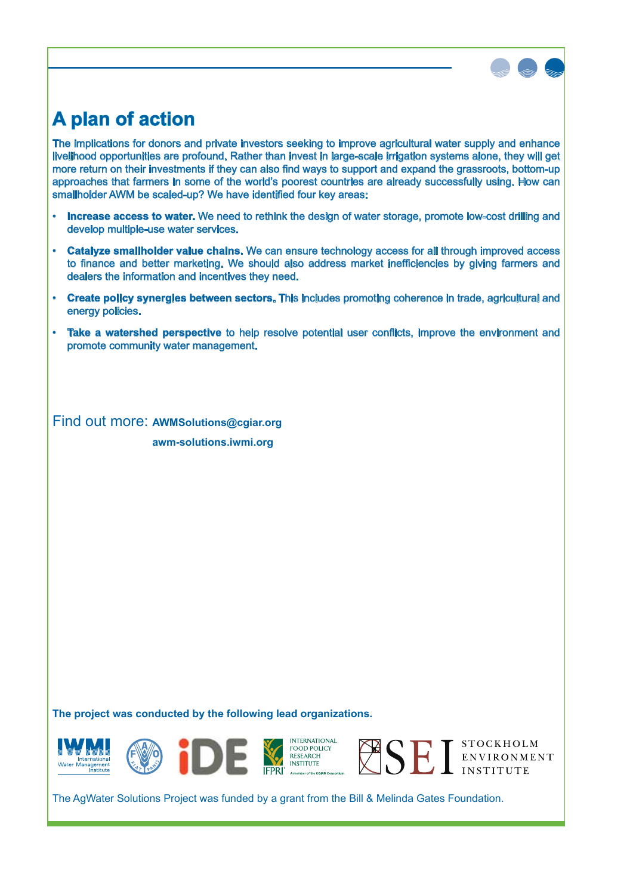# A plan of action

The implications for donors and private investors seeking to improve agricultural water supply and enhance livelihood opportunities are profound. Rather than invest in large-scale irrigation systems alone, they will get more return on their investments if they can also find ways to support and expand the grassroots, bottom-up approaches that farmers in some of the world's poorest countries are already successfully using. How can smallholder AWM be scaled-up? We have identified four key areas:

- **Increase access to water.** We need to rethink the design of water storage, promote low-cost drilling and develop multiple-use water services.
- **Catalyze smallholder value chains.** We can ensure technology access for all through improved access to finance and better marketing. We should also address market inefficiencies by giving farmers and dealers the information and incentives they need.
- **Create policy synergies between sectors.** This includes promoting coherence in trade, agricultural and energy policies.
- **Take a watershed perspective** to help resolve potential user conflicts, improve the environment and promote community water management.

Find out more: **AWMSolutions@cgiar.org**

**awm-solutions.iwmi.org**

**The project was conducted by the following lead organizations.**

IWMI International Water Management Institute · FAO · iDE · IFPRI International Food Policy Research Institute · SEI Stockholm Environment Institute

The AgWater Solutions Project was funded by a grant from the Bill & Melinda Gates Foundation.